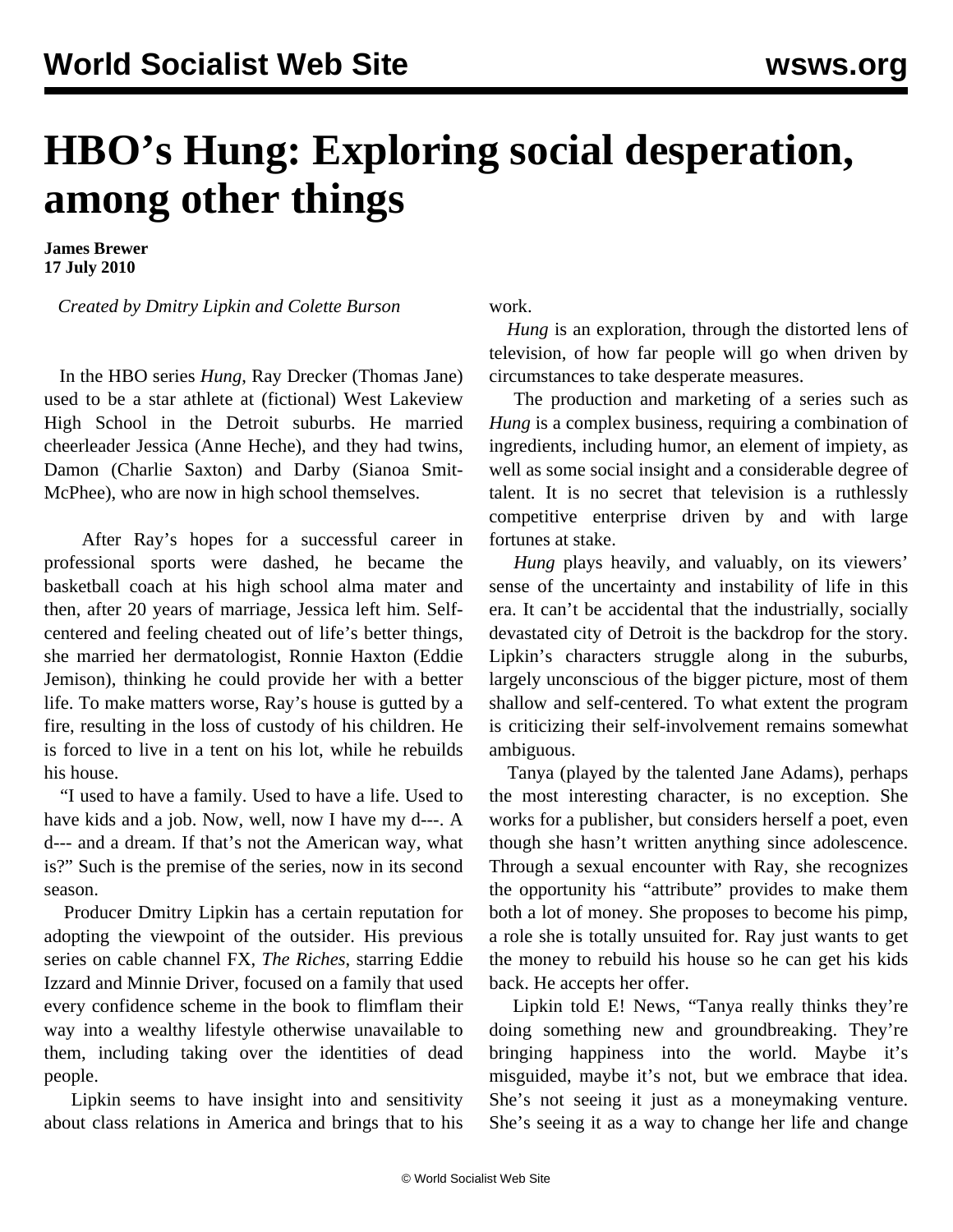# HBO's Hung: Exploring social desperation, among other things

**James Brewer**
**17 July 2010**

*Created by Dmitry Lipkin and Colette Burson*

In the HBO series *Hung*, Ray Drecker (Thomas Jane) used to be a star athlete at (fictional) West Lakeview High School in the Detroit suburbs. He married cheerleader Jessica (Anne Heche), and they had twins, Damon (Charlie Saxton) and Darby (Sianoa Smit-McPhee), who are now in high school themselves.

After Ray's hopes for a successful career in professional sports were dashed, he became the basketball coach at his high school alma mater and then, after 20 years of marriage, Jessica left him. Self-centered and feeling cheated out of life's better things, she married her dermatologist, Ronnie Haxton (Eddie Jemison), thinking he could provide her with a better life. To make matters worse, Ray's house is gutted by a fire, resulting in the loss of custody of his children. He is forced to live in a tent on his lot, while he rebuilds his house.

"I used to have a family. Used to have a life. Used to have kids and a job. Now, well, now I have my d---. A d--- and a dream. If that's not the American way, what is?" Such is the premise of the series, now in its second season.

Producer Dmitry Lipkin has a certain reputation for adopting the viewpoint of the outsider. His previous series on cable channel FX, *The Riches*, starring Eddie Izzard and Minnie Driver, focused on a family that used every confidence scheme in the book to flimflam their way into a wealthy lifestyle otherwise unavailable to them, including taking over the identities of dead people.

Lipkin seems to have insight into and sensitivity about class relations in America and brings that to his work.

*Hung* is an exploration, through the distorted lens of television, of how far people will go when driven by circumstances to take desperate measures.

The production and marketing of a series such as *Hung* is a complex business, requiring a combination of ingredients, including humor, an element of impiety, as well as some social insight and a considerable degree of talent. It is no secret that television is a ruthlessly competitive enterprise driven by and with large fortunes at stake.

*Hung* plays heavily, and valuably, on its viewers' sense of the uncertainty and instability of life in this era. It can't be accidental that the industrially, socially devastated city of Detroit is the backdrop for the story. Lipkin's characters struggle along in the suburbs, largely unconscious of the bigger picture, most of them shallow and self-centered. To what extent the program is criticizing their self-involvement remains somewhat ambiguous.

Tanya (played by the talented Jane Adams), perhaps the most interesting character, is no exception. She works for a publisher, but considers herself a poet, even though she hasn't written anything since adolescence. Through a sexual encounter with Ray, she recognizes the opportunity his "attribute" provides to make them both a lot of money. She proposes to become his pimp, a role she is totally unsuited for. Ray just wants to get the money to rebuild his house so he can get his kids back. He accepts her offer.

Lipkin told E! News, "Tanya really thinks they're doing something new and groundbreaking. They're bringing happiness into the world. Maybe it's misguided, maybe it's not, but we embrace that idea. She's not seeing it just as a moneymaking venture. She's seeing it as a way to change her life and change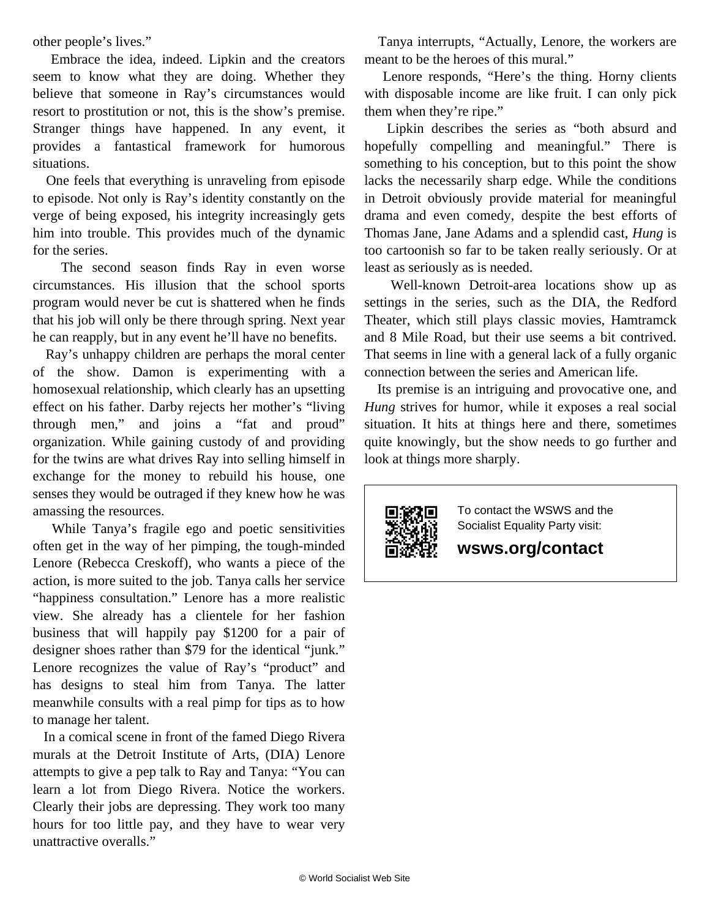other people's lives."

Embrace the idea, indeed. Lipkin and the creators seem to know what they are doing. Whether they believe that someone in Ray's circumstances would resort to prostitution or not, this is the show's premise. Stranger things have happened. In any event, it provides a fantastical framework for humorous situations.

One feels that everything is unraveling from episode to episode. Not only is Ray's identity constantly on the verge of being exposed, his integrity increasingly gets him into trouble. This provides much of the dynamic for the series.

The second season finds Ray in even worse circumstances. His illusion that the school sports program would never be cut is shattered when he finds that his job will only be there through spring. Next year he can reapply, but in any event he'll have no benefits.

Ray's unhappy children are perhaps the moral center of the show. Damon is experimenting with a homosexual relationship, which clearly has an upsetting effect on his father. Darby rejects her mother's "living through men," and joins a "fat and proud" organization. While gaining custody of and providing for the twins are what drives Ray into selling himself in exchange for the money to rebuild his house, one senses they would be outraged if they knew how he was amassing the resources.

While Tanya's fragile ego and poetic sensitivities often get in the way of her pimping, the tough-minded Lenore (Rebecca Creskoff), who wants a piece of the action, is more suited to the job. Tanya calls her service "happiness consultation." Lenore has a more realistic view. She already has a clientele for her fashion business that will happily pay $1200 for a pair of designer shoes rather than $79 for the identical "junk." Lenore recognizes the value of Ray's "product" and has designs to steal him from Tanya. The latter meanwhile consults with a real pimp for tips as to how to manage her talent.

In a comical scene in front of the famed Diego Rivera murals at the Detroit Institute of Arts, (DIA) Lenore attempts to give a pep talk to Ray and Tanya: "You can learn a lot from Diego Rivera. Notice the workers. Clearly their jobs are depressing. They work too many hours for too little pay, and they have to wear very unattractive overalls."

Tanya interrupts, "Actually, Lenore, the workers are meant to be the heroes of this mural."

Lenore responds, "Here's the thing. Horny clients with disposable income are like fruit. I can only pick them when they're ripe."

Lipkin describes the series as "both absurd and hopefully compelling and meaningful." There is something to his conception, but to this point the show lacks the necessarily sharp edge. While the conditions in Detroit obviously provide material for meaningful drama and even comedy, despite the best efforts of Thomas Jane, Jane Adams and a splendid cast, *Hung* is too cartoonish so far to be taken really seriously. Or at least as seriously as is needed.

Well-known Detroit-area locations show up as settings in the series, such as the DIA, the Redford Theater, which still plays classic movies, Hamtramck and 8 Mile Road, but their use seems a bit contrived. That seems in line with a general lack of a fully organic connection between the series and American life.

Its premise is an intriguing and provocative one, and *Hung* strives for humor, while it exposes a real social situation. It hits at things here and there, sometimes quite knowingly, but the show needs to go further and look at things more sharply.

To contact the WSWS and the Socialist Equality Party visit:

**wsws.org/contact**